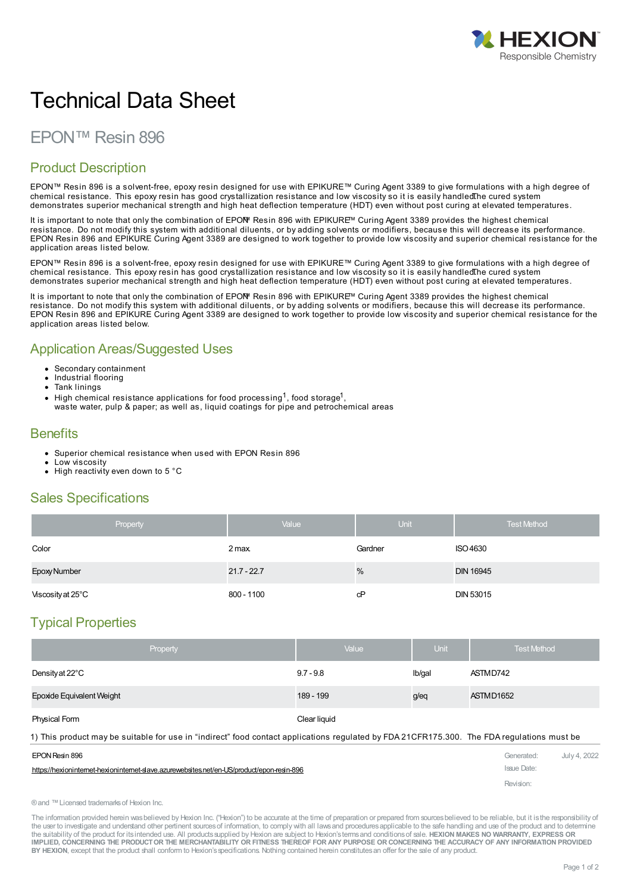# Technical Data Sheet

## EPON™ Resin 896

## Product Description

EPON™ Resin 896 is a solvent-free, epoxy resin designed for use with EPIKURE™ Curing Agent 3389 to give formulations with a high degree of chemical resistance. This epoxy resin has good crystallization resistance and low viscosity so it is easily handled. The cured system demonstrates superior mechanical strength and high heat deflection temperature (HDT) even without post curing at elevated temperatures.

It is important to note that only the combination of EPON™ Resin 896 with EPIKURE™ Curing Agent 3389 provides the highest chemical resistance. Do not modify this system with additional diluents, or by adding solvents or modifiers, because this will decrease its performance. EPON Resin 896 and EPIKURE Curing Agent 3389 are designed to work together to provide low viscosity and superior chemical resistance for the application areas listed below.

EPON™ Resin 896 is a solvent-free, epoxy resin designed for use with EPIKURE™ Curing Agent 3389 to give formulations with a high degree of chemical resistance. This epoxy resin has good crystallization resistance and low viscosity so it is easily handled. The cured system demonstrates superior mechanical strength and high heat deflection temperature (HDT) even without post curing at elevated temperatures.

It is important to note that only the combination of EPON™ Resin 896 with EPIKURE™ Curing Agent 3389 provides the highest chemical resistance. Do not modify this system with additional diluents, or by adding solvents or modifiers, because this will decrease its performance. EPON Resin 896 and EPIKURE Curing Agent 3389 are designed to work together to provide low viscosity and superior chemical resistance for the application areas listed below.

## Application Areas/Suggested Uses

- Secondary containment
- Industrial flooring
- Tank linings
- High chemical resistance applications for food processing[1], food storage[1], waste water, pulp & paper; as well as, liquid coatings for pipe and petrochemical areas

## Benefits

- Superior chemical resistance when used with EPON Resin 896
- Low viscosity
- High reactivity even down to 5 °C

## Sales Specifications

| Property | Value | Unit | Test Method |
|---|---|---|---|
| Color | 2 max. | Gardner | ISO 4630 |
| Epoxy Number | 21.7 - 22.7 | % | DIN 16945 |
| Viscosity at 25°C | 800 - 1100 | cP | DIN 53015 |

## Typical Properties

| Property | Value | Unit | Test Method |
|---|---|---|---|
| Density at 22°C | 9.7 - 9.8 | lb/gal | ASTM D742 |
| Epoxide Equivalent Weight | 189 - 199 | g/eq | ASTM D1652 |
| Physical Form | Clear liquid | | |

1) This product may be suitable for use in "indirect" food contact applications regulated by FDA 21CFR175.300. The FDA regulations must be

EPON Resin 896
https://hexionintemet-hexionintemet-slave.azurewebsites.net/en-US/product/epon-resin-896

Generated: July 4, 2022
Issue Date:
Revision:

® and ™ Licensed trademarks of Hexion Inc.

The information provided herein was believed by Hexion Inc. ("Hexion") to be accurate at the time of preparation or prepared from sources believed to be reliable, but it is the responsibility of the user to investigate and understand other pertinent sources of information, to comply with all laws and procedures applicable to the safe handling and use of the product and to determine the suitability of the product for its intended use. All products supplied by Hexion are subject to Hexion's terms and conditions of sale. **HEXION MAKES NO WARRANTY, EXPRESS OR IMPLIED, CONCERNING THE PRODUCT OR THE MERCHANTABILITY OR FITNESS THEREOF FOR ANY PURPOSE OR CONCERNING THE ACCURACY OF ANY INFORMATION PROVIDED BY HEXION**, except that the product shall conform to Hexion's specifications. Nothing contained herein constitutes an offer for the sale of any product.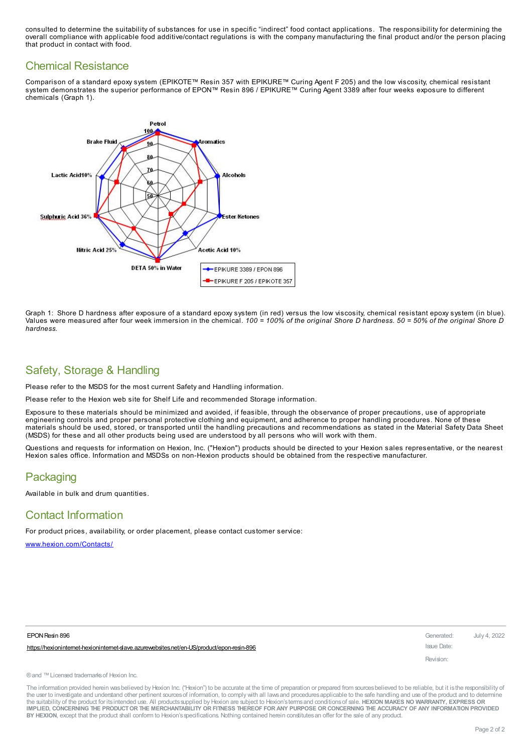consulted to determine the suitability of substances for use in specific “indirect” food contact applications. The responsibility for determining the overall compliance with applicable food additive/contact regulations is with the company manufacturing the final product and/or the person placing that product in contact with food.

## Chemical Resistance

Comparison of a standard epoxy system (EPIKOTE™ Resin 357 with EPIKURE™ Curing Agent F 205) and the low viscosity, chemical resistant system demonstrates the superior performance of EPON™ Resin 896 / EPIKURE™ Curing Agent 3389 after four weeks exposure to different chemicals (Graph 1).

Petrol
Aromatics
Alcohols
Ester/Ketones
Acetic Acid 10%
DETA 50% in Water
Nitric Acid 25%
Sulphuric Acid 36%
Lactic Acid10%
Brake Fluid
100
90
80
70
60
50
EPIKURE 3389 / EPON 896
EPIKURE F 205 / EPIKOTE 357

Graph 1: Shore D hardness after exposure of a standard epoxy system (in red) versus the low viscosity, chemical resistant epoxy system (in blue). Values were measured after four week immersion in the chemical. *100 = 100% of the original Shore D hardness. 50 = 50% of the original Shore D hardness.*

## Safety, Storage & Handling

Please refer to the MSDS for the most current Safety and Handling information.

Please refer to the Hexion web site for Shelf Life and recommended Storage information.

Exposure to these materials should be minimized and avoided, if feasible, through the observance of proper precautions, use of appropriate engineering controls and proper personal protective clothing and equipment, and adherence to proper handling procedures. None of these materials should be used, stored, or transported until the handling precautions and recommendations as stated in the Material Safety Data Sheet (MSDS) for these and all other products being used are understood by all persons who will work with them.

Questions and requests for information on Hexion, Inc. ("Hexion") products should be directed to your Hexion sales representative, or the nearest Hexion sales office. Information and MSDSs on non-Hexion products should be obtained from the respective manufacturer.

## Packaging

Available in bulk and drum quantities.

## Contact Information

For product prices, availability, or order placement, please contact customer service:

www.hexion.com/Contacts/

EPON Resin 896

https://hexioninternet-hexioninternet-slave.azurewebsites.net/en-US/product/epon-resin-896

Generated: July 4, 2022
Issue Date:
Revision:

® and ™ Licensed trademarks of Hexion Inc.

The information provided herein was believed by Hexion Inc. (“Hexion”) to be accurate at the time of preparation or prepared from sources believed to be reliable, but it is the responsibility of the user to investigate and understand other pertinent sources of information, to comply with all laws and procedures applicable to the safe handling and use of the product and to determine the suitability of the product for its intended use. All products supplied by Hexion are subject to Hexion’s terms and conditions of sale. **HEXION MAKES NO WARRANTY, EXPRESS OR IMPLIED, CONCERNING THE PRODUCT OR THE MERCHANTABILITY OR FITNESS THEREOF FOR ANY PURPOSE OR CONCERNING THE ACCURACY OF ANY INFORMATION PROVIDED BY HEXION**, except that the product shall conform to Hexion’s specifications. Nothing contained herein constitutes an offer for the sale of any product.